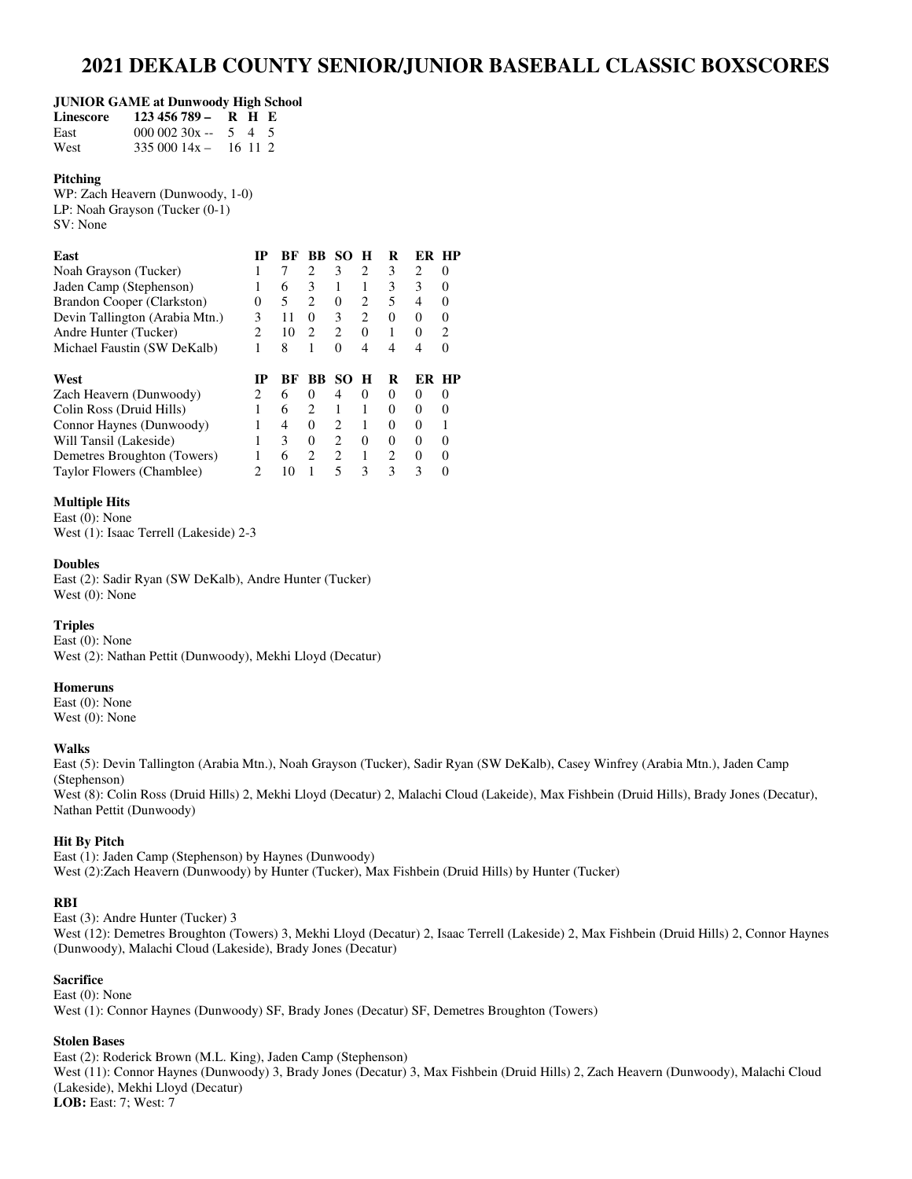# 2021 DEKALB COUNTY SENIOR/JUNIOR BASEBALL CLASSIC BOXSCORES

**JUNIOR GAME at Dunwoody High School**

| Linescore | 123 456 789 – | R | H | E |
|---|---|---|---|---|
| East | 000 002 30x -- | 5 | 4 | 5 |
| West | 335 000 14x – | 16 | 11 | 2 |

**Pitching**
WP: Zach Heavern (Dunwoody, 1-0)
LP: Noah Grayson (Tucker (0-1)
SV: None

| East | IP | BF | BB | SO | H | R | ER | HP |
|---|---|---|---|---|---|---|---|---|
| Noah Grayson (Tucker) | 1 | 7 | 2 | 3 | 2 | 3 | 2 | 0 |
| Jaden Camp (Stephenson) | 1 | 6 | 3 | 1 | 1 | 3 | 3 | 0 |
| Brandon Cooper (Clarkston) | 0 | 5 | 2 | 0 | 2 | 5 | 4 | 0 |
| Devin Tallington (Arabia Mtn.) | 3 | 11 | 0 | 3 | 2 | 0 | 0 | 0 |
| Andre Hunter (Tucker) | 2 | 10 | 2 | 2 | 0 | 1 | 0 | 2 |
| Michael Faustin (SW DeKalb) | 1 | 8 | 1 | 0 | 4 | 4 | 4 | 0 |

| West | IP | BF | BB | SO | H | R | ER | HP |
|---|---|---|---|---|---|---|---|---|
| Zach Heavern (Dunwoody) | 2 | 6 | 0 | 4 | 0 | 0 | 0 | 0 |
| Colin Ross (Druid Hills) | 1 | 6 | 2 | 1 | 1 | 0 | 0 | 0 |
| Connor Haynes (Dunwoody) | 1 | 4 | 0 | 2 | 1 | 0 | 0 | 1 |
| Will Tansil (Lakeside) | 1 | 3 | 0 | 2 | 0 | 0 | 0 | 0 |
| Demetres Broughton (Towers) | 1 | 6 | 2 | 2 | 1 | 2 | 0 | 0 |
| Taylor Flowers (Chamblee) | 2 | 10 | 1 | 5 | 3 | 3 | 3 | 0 |

**Multiple Hits**
East (0): None
West (1): Isaac Terrell (Lakeside) 2-3

**Doubles**
East (2): Sadir Ryan (SW DeKalb), Andre Hunter (Tucker)
West (0): None

**Triples**
East (0): None
West (2): Nathan Pettit (Dunwoody), Mekhi Lloyd (Decatur)

**Homeruns**
East (0): None
West (0): None

**Walks**
East (5): Devin Tallington (Arabia Mtn.), Noah Grayson (Tucker), Sadir Ryan (SW DeKalb), Casey Winfrey (Arabia Mtn.), Jaden Camp (Stephenson)
West (8): Colin Ross (Druid Hills) 2, Mekhi Lloyd (Decatur) 2, Malachi Cloud (Lakeide), Max Fishbein (Druid Hills), Brady Jones (Decatur), Nathan Pettit (Dunwoody)

**Hit By Pitch**
East (1): Jaden Camp (Stephenson) by Haynes (Dunwoody)
West (2):Zach Heavern (Dunwoody) by Hunter (Tucker), Max Fishbein (Druid Hills) by Hunter (Tucker)

**RBI**
East (3): Andre Hunter (Tucker) 3
West (12): Demetres Broughton (Towers) 3, Mekhi Lloyd (Decatur) 2, Isaac Terrell (Lakeside) 2, Max Fishbein (Druid Hills) 2, Connor Haynes (Dunwoody), Malachi Cloud (Lakeside), Brady Jones (Decatur)

**Sacrifice**
East (0): None
West (1): Connor Haynes (Dunwoody) SF, Brady Jones (Decatur) SF, Demetres Broughton (Towers)

**Stolen Bases**
East (2): Roderick Brown (M.L. King), Jaden Camp (Stephenson)
West (11): Connor Haynes (Dunwoody) 3, Brady Jones (Decatur) 3, Max Fishbein (Druid Hills) 2, Zach Heavern (Dunwoody), Malachi Cloud (Lakeside), Mekhi Lloyd (Decatur)
**LOB:** East: 7; West: 7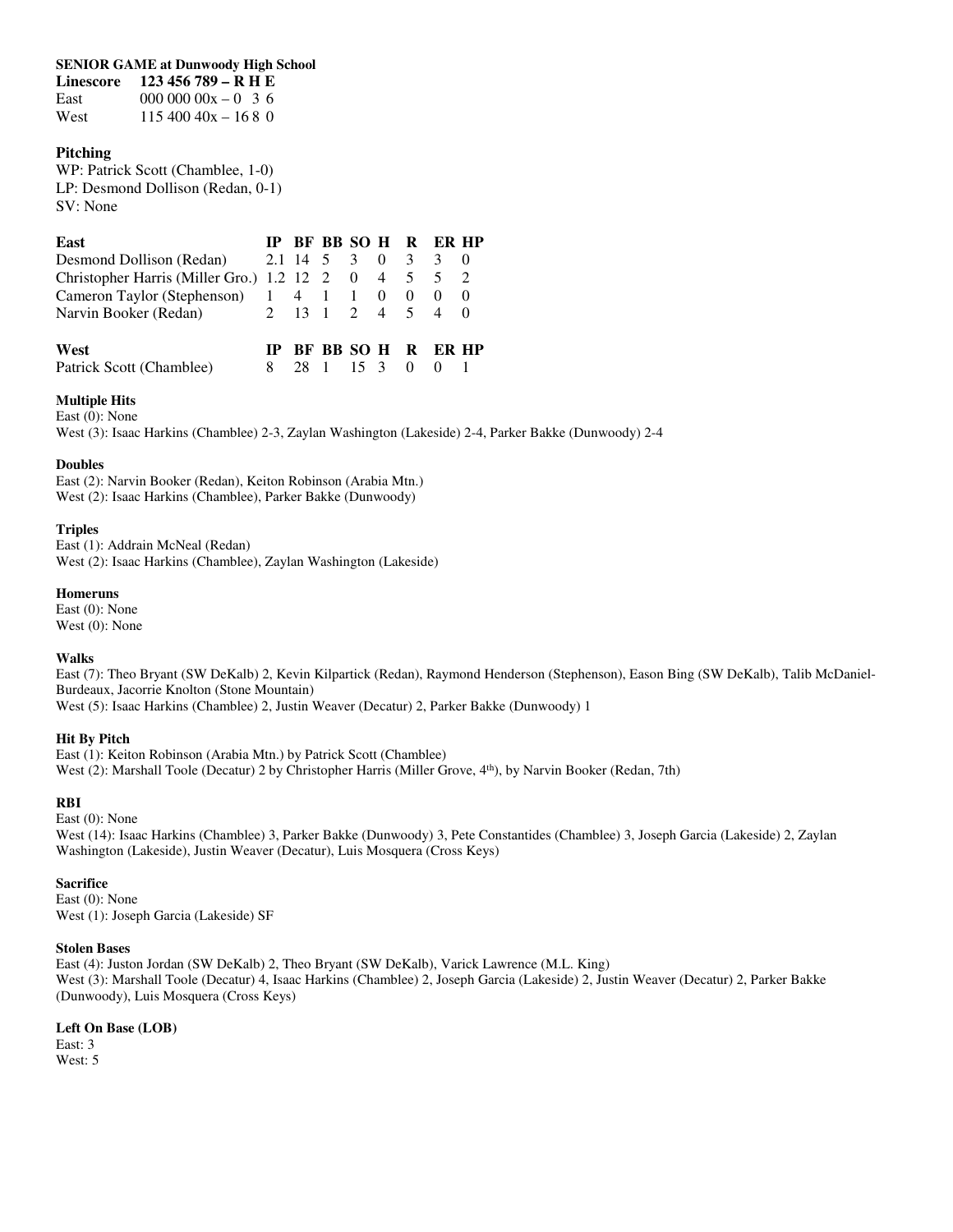**SENIOR GAME at Dunwoody High School**

| Linescore | 123 456 789 – R H E |
|---|---|
| East | 000 000 00x – 0 3 6 |
| West | 115 400 40x – 16 8 0 |

**Pitching**

WP: Patrick Scott (Chamblee, 1-0)
LP: Desmond Dollison (Redan, 0-1)
SV: None

| East | IP | BF | BB | SO | H | R | ER | HP |
|---|---|---|---|---|---|---|---|---|
| Desmond Dollison (Redan) | 2.1 | 14 | 5 | 3 | 0 | 3 | 3 | 0 |
| Christopher Harris (Miller Gro.) | 1.2 | 12 | 2 | 0 | 4 | 5 | 5 | 2 |
| Cameron Taylor (Stephenson) | 1 | 4 | 1 | 1 | 0 | 0 | 0 | 0 |
| Narvin Booker (Redan) | 2 | 13 | 1 | 2 | 4 | 5 | 4 | 0 |

| West | IP | BF | BB | SO | H | R | ER | HP |
|---|---|---|---|---|---|---|---|---|
| Patrick Scott (Chamblee) | 8 | 28 | 1 | 15 | 3 | 0 | 0 | 1 |

**Multiple Hits**

East (0): None
West (3): Isaac Harkins (Chamblee) 2-3, Zaylan Washington (Lakeside) 2-4, Parker Bakke (Dunwoody) 2-4

**Doubles**

East (2): Narvin Booker (Redan), Keiton Robinson (Arabia Mtn.)
West (2): Isaac Harkins (Chamblee), Parker Bakke (Dunwoody)

**Triples**

East (1): Addrain McNeal (Redan)
West (2): Isaac Harkins (Chamblee), Zaylan Washington (Lakeside)

**Homeruns**

East (0): None
West (0): None

**Walks**

East (7): Theo Bryant (SW DeKalb) 2, Kevin Kilpartick (Redan), Raymond Henderson (Stephenson), Eason Bing (SW DeKalb), Talib McDaniel-Burdeaux, Jacorrie Knolton (Stone Mountain)
West (5): Isaac Harkins (Chamblee) 2, Justin Weaver (Decatur) 2, Parker Bakke (Dunwoody) 1

**Hit By Pitch**

East (1): Keiton Robinson (Arabia Mtn.) by Patrick Scott (Chamblee)
West (2): Marshall Toole (Decatur) 2 by Christopher Harris (Miller Grove, 4th), by Narvin Booker (Redan, 7th)

**RBI**

East (0): None
West (14): Isaac Harkins (Chamblee) 3, Parker Bakke (Dunwoody) 3, Pete Constantides (Chamblee) 3, Joseph Garcia (Lakeside) 2, Zaylan Washington (Lakeside), Justin Weaver (Decatur), Luis Mosquera (Cross Keys)

**Sacrifice**

East (0): None
West (1): Joseph Garcia (Lakeside) SF

**Stolen Bases**

East (4): Juston Jordan (SW DeKalb) 2, Theo Bryant (SW DeKalb), Varick Lawrence (M.L. King)
West (3): Marshall Toole (Decatur) 4, Isaac Harkins (Chamblee) 2, Joseph Garcia (Lakeside) 2, Justin Weaver (Decatur) 2, Parker Bakke (Dunwoody), Luis Mosquera (Cross Keys)

**Left On Base (LOB)**

East: 3
West: 5